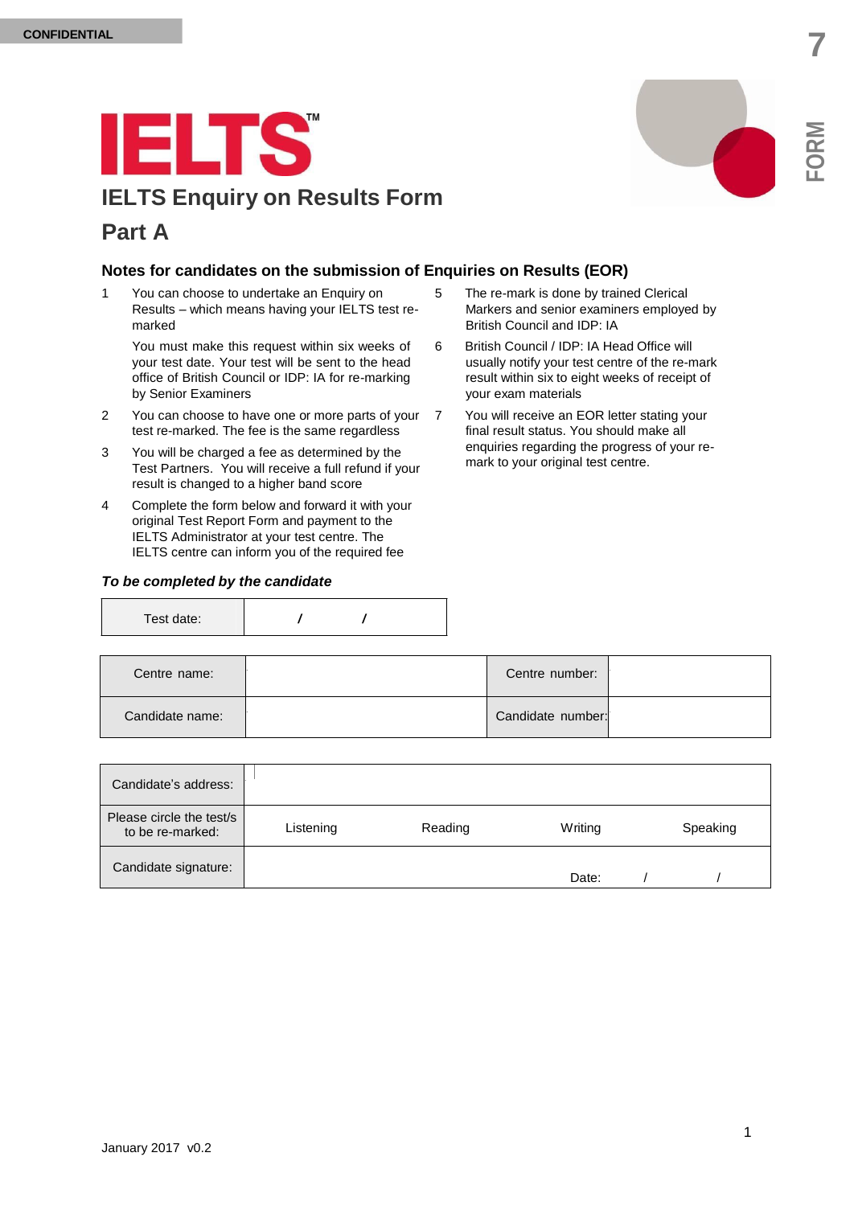CONFIDENTIAL

FORM 7

# IELTS™

## IELTS Enquiry on Results Form

## Part A

### Notes for candidates on the submission of Enquiries on Results (EOR)

1. You can choose to undertake an Enquiry on Results – which means having your IELTS test re-marked

   You must make this request within six weeks of your test date. Your test will be sent to the head office of British Council or IDP: IA for re-marking by Senior Examiners
2. You can choose to have one or more parts of your test re-marked. The fee is the same regardless
3. You will be charged a fee as determined by the Test Partners. You will receive a full refund if your result is changed to a higher band score
4. Complete the form below and forward it with your original Test Report Form and payment to the IELTS Administrator at your test centre. The IELTS centre can inform you of the required fee
5. The re-mark is done by trained Clerical Markers and senior examiners employed by British Council and IDP: IA
6. British Council / IDP: IA Head Office will usually notify your test centre of the re-mark result within six to eight weeks of receipt of your exam materials
7. You will receive an EOR letter stating your final result status. You should make all enquiries regarding the progress of your re-mark to your original test centre.

***To be completed by the candidate***

| Test date: | / / |
|---|---|

| Centre name: | | Centre number: | |
|---|---|---|---|
| Candidate name: | | Candidate number: | |

| Candidate's address: | | | | |
|---|---|---|---|---|
| Please circle the test/s to be re-marked: | Listening | Reading | Writing | Speaking |
| Candidate signature: | | | Date: / / | |

January 2017 v0.2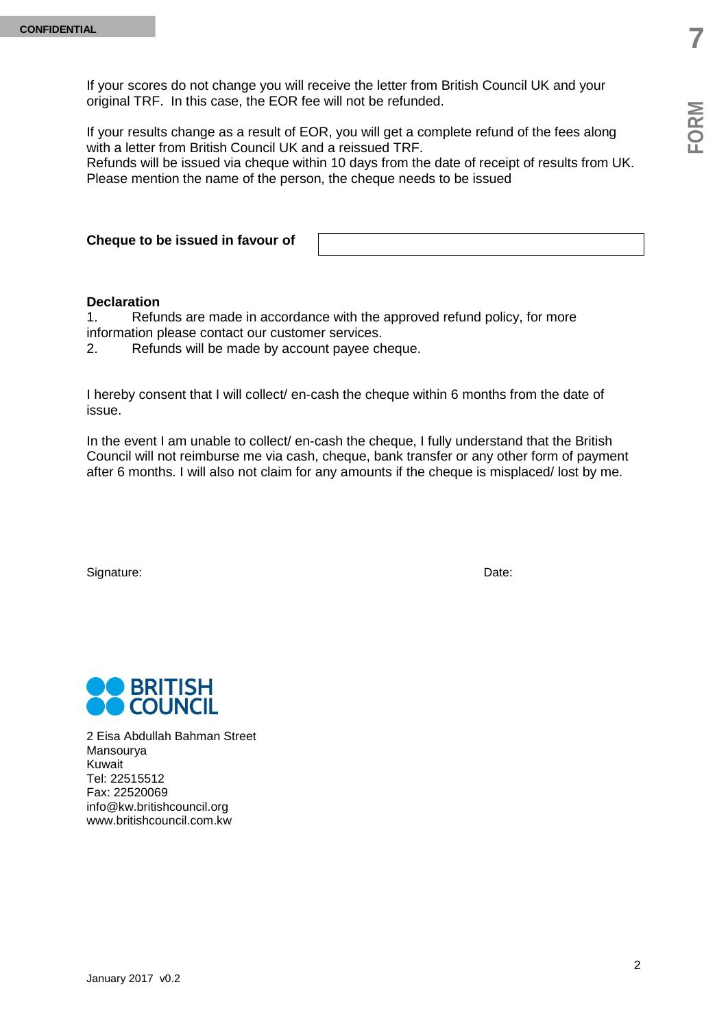If your scores do not change you will receive the letter from British Council UK and your original TRF. In this case, the EOR fee will not be refunded.

If your results change as a result of EOR, you will get a complete refund of the fees along with a letter from British Council UK and a reissued TRF.
Refunds will be issued via cheque within 10 days from the date of receipt of results from UK. Please mention the name of the person, the cheque needs to be issued

**Cheque to be issued in favour of** 

**Declaration**

1. Refunds are made in accordance with the approved refund policy, for more information please contact our customer services.
2. Refunds will be made by account payee cheque.

I hereby consent that I will collect/ en-cash the cheque within 6 months from the date of issue.

In the event I am unable to collect/ en-cash the cheque, I fully understand that the British Council will not reimburse me via cash, cheque, bank transfer or any other form of payment after 6 months. I will also not claim for any amounts if the cheque is misplaced/ lost by me.

Signature: 　　　　　　　　　　　　　　　　　　　　Date:

BRITISH COUNCIL

2 Eisa Abdullah Bahman Street
Mansourya
Kuwait
Tel: 22515512
Fax: 22520069
info@kw.britishcouncil.org
www.britishcouncil.com.kw

January 2017 v0.2